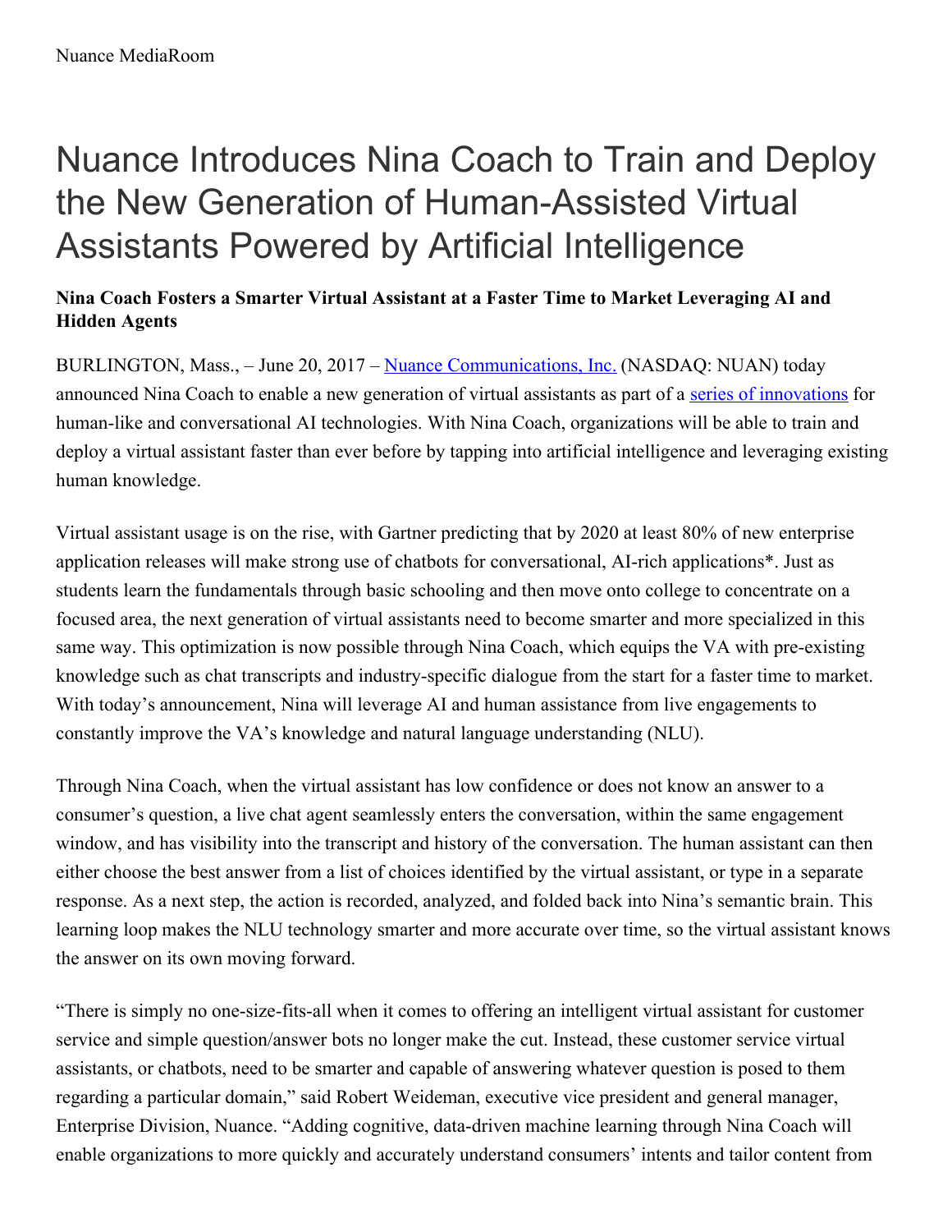# Nuance Introduces Nina Coach to Train and Deploy the New Generation of Human-Assisted Virtual Assistants Powered by Artificial Intelligence

**Nina Coach Fosters a Smarter Virtual Assistant at a Faster Time to Market Leveraging AI and Hidden Agents**

BURLINGTON, Mass., – June 20, 2017 – [Nuance Communications, Inc.](#) (NASDAQ: NUAN) today announced Nina Coach to enable a new generation of virtual assistants as part of a [series of innovations](#) for human-like and conversational AI technologies. With Nina Coach, organizations will be able to train and deploy a virtual assistant faster than ever before by tapping into artificial intelligence and leveraging existing human knowledge.

Virtual assistant usage is on the rise, with Gartner predicting that by 2020 at least 80% of new enterprise application releases will make strong use of chatbots for conversational, AI-rich applications*. Just as students learn the fundamentals through basic schooling and then move onto college to concentrate on a focused area, the next generation of virtual assistants need to become smarter and more specialized in this same way. This optimization is now possible through Nina Coach, which equips the VA with pre-existing knowledge such as chat transcripts and industry-specific dialogue from the start for a faster time to market. With today's announcement, Nina will leverage AI and human assistance from live engagements to constantly improve the VA's knowledge and natural language understanding (NLU).

Through Nina Coach, when the virtual assistant has low confidence or does not know an answer to a consumer's question, a live chat agent seamlessly enters the conversation, within the same engagement window, and has visibility into the transcript and history of the conversation. The human assistant can then either choose the best answer from a list of choices identified by the virtual assistant, or type in a separate response. As a next step, the action is recorded, analyzed, and folded back into Nina's semantic brain. This learning loop makes the NLU technology smarter and more accurate over time, so the virtual assistant knows the answer on its own moving forward.

"There is simply no one-size-fits-all when it comes to offering an intelligent virtual assistant for customer service and simple question/answer bots no longer make the cut. Instead, these customer service virtual assistants, or chatbots, need to be smarter and capable of answering whatever question is posed to them regarding a particular domain," said Robert Weideman, executive vice president and general manager, Enterprise Division, Nuance. "Adding cognitive, data-driven machine learning through Nina Coach will enable organizations to more quickly and accurately understand consumers' intents and tailor content from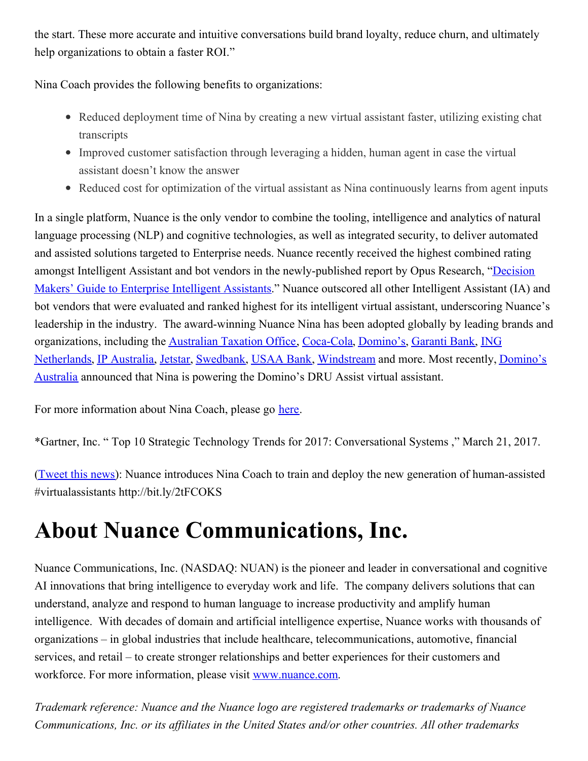the start. These more accurate and intuitive conversations build brand loyalty, reduce churn, and ultimately help organizations to obtain a faster ROI."

Nina Coach provides the following benefits to organizations:

- Reduced deployment time of Nina by creating a new virtual assistant faster, utilizing existing chat transcripts
- Improved customer satisfaction through leveraging a hidden, human agent in case the virtual assistant doesn't know the answer
- Reduced cost for optimization of the virtual assistant as Nina continuously learns from agent inputs

In a single platform, Nuance is the only vendor to combine the tooling, intelligence and analytics of natural language processing (NLP) and cognitive technologies, as well as integrated security, to deliver automated and assisted solutions targeted to Enterprise needs. Nuance recently received the highest combined rating amongst Intelligent Assistant and bot vendors in the newly-published report by Opus Research, "Decision Makers' Guide to Enterprise Intelligent Assistants." Nuance outscored all other Intelligent Assistant (IA) and bot vendors that were evaluated and ranked highest for its intelligent virtual assistant, underscoring Nuance's leadership in the industry. The award-winning Nuance Nina has been adopted globally by leading brands and organizations, including the Australian Taxation Office, Coca-Cola, Domino's, Garanti Bank, ING Netherlands, IP Australia, Jetstar, Swedbank, USAA Bank, Windstream and more. Most recently, Domino's Australia announced that Nina is powering the Domino's DRU Assist virtual assistant.

For more information about Nina Coach, please go here.

*Gartner, Inc. " Top 10 Strategic Technology Trends for 2017: Conversational Systems ," March 21, 2017.

(Tweet this news): Nuance introduces Nina Coach to train and deploy the new generation of human-assisted #virtualassistants http://bit.ly/2tFCOKS

# About Nuance Communications, Inc.

Nuance Communications, Inc. (NASDAQ: NUAN) is the pioneer and leader in conversational and cognitive AI innovations that bring intelligence to everyday work and life. The company delivers solutions that can understand, analyze and respond to human language to increase productivity and amplify human intelligence. With decades of domain and artificial intelligence expertise, Nuance works with thousands of organizations – in global industries that include healthcare, telecommunications, automotive, financial services, and retail – to create stronger relationships and better experiences for their customers and workforce. For more information, please visit www.nuance.com.

*Trademark reference: Nuance and the Nuance logo are registered trademarks or trademarks of Nuance Communications, Inc. or its affiliates in the United States and/or other countries. All other trademarks*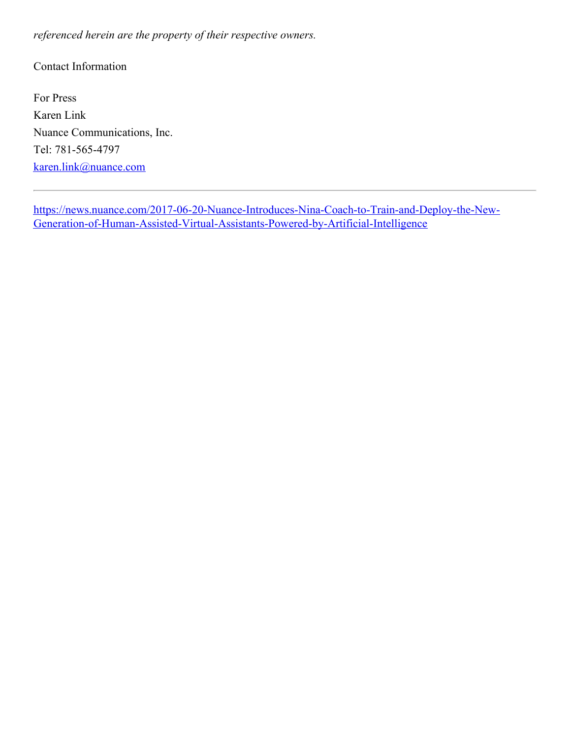*referenced herein are the property of their respective owners.*

Contact Information

For Press
Karen Link
Nuance Communications, Inc.
Tel: 781-565-4797
[karen.link@nuance.com](mailto:karen.link@nuance.com)

---

[https://news.nuance.com/2017-06-20-Nuance-Introduces-Nina-Coach-to-Train-and-Deploy-the-New-Generation-of-Human-Assisted-Virtual-Assistants-Powered-by-Artificial-Intelligence](https://news.nuance.com/2017-06-20-Nuance-Introduces-Nina-Coach-to-Train-and-Deploy-the-New-Generation-of-Human-Assisted-Virtual-Assistants-Powered-by-Artificial-Intelligence)